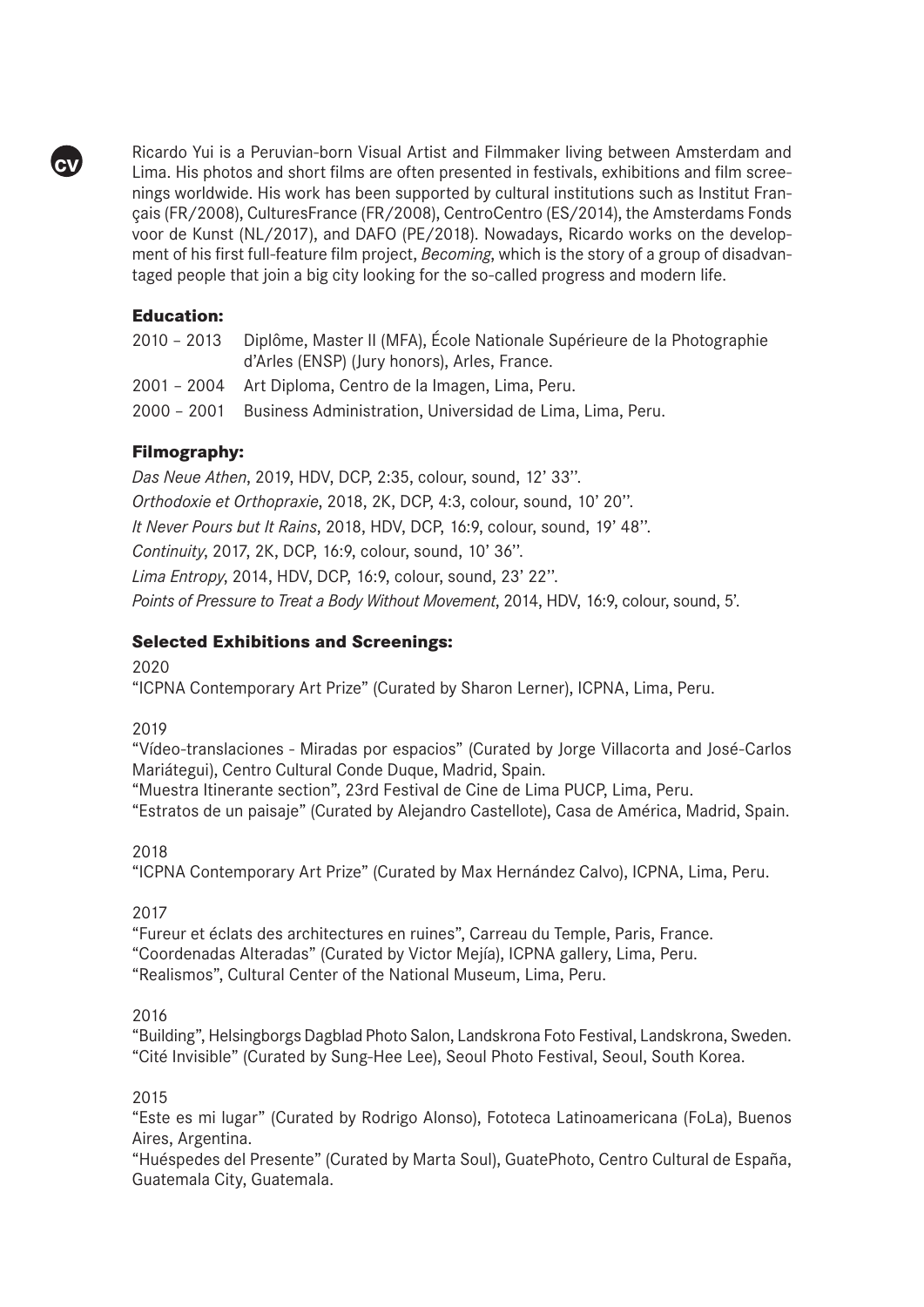**cv**

Ricardo Yui is a Peruvian-born Visual Artist and Filmmaker living between Amsterdam and Lima. His photos and short films are often presented in festivals, exhibitions and film screenings worldwide. His work has been supported by cultural institutions such as Institut Français (FR/2008), CulturesFrance (FR/2008), CentroCentro (ES/2014), the Amsterdams Fonds voor de Kunst (NL/2017), and DAFO (PE/2018). Nowadays, Ricardo works on the development of his first full-feature film project, *Becoming*, which is the story of a group of disadvantaged people that join a big city looking for the so-called progress and modern life.

## Education:

2010 – 2013 Diplôme, Master II (MFA), École Nationale Supérieure de la Photographie d'Arles (ENSP) (Jury honors), Arles, France.

2001 – 2004 Art Diploma, Centro de la Imagen, Lima, Peru.

2000 – 2001 Business Administration, Universidad de Lima, Lima, Peru.

## Filmography:

*Das Neue Athen*, 2019, HDV, DCP, 2:35, colour, sound, 12' 33''.

*Orthodoxie et Orthopraxie*, 2018, 2K, DCP, 4:3, colour, sound, 10' 20''.

*It Never Pours but It Rains*, 2018, HDV, DCP, 16:9, colour, sound, 19' 48''.

*Continuity*, 2017, 2K, DCP, 16:9, colour, sound, 10' 36''.

*Lima Entropy*, 2014, HDV, DCP, 16:9, colour, sound, 23' 22''.

*Points of Pressure to Treat a Body Without Movement*, 2014, HDV, 16:9, colour, sound, 5'.

## Selected Exhibitions and Screenings:

2020

"ICPNA Contemporary Art Prize" (Curated by Sharon Lerner), ICPNA, Lima, Peru.

2019

"Vídeo-translaciones - Miradas por espacios" (Curated by Jorge Villacorta and José-Carlos Mariátegui), Centro Cultural Conde Duque, Madrid, Spain.

"Muestra Itinerante section", 23rd Festival de Cine de Lima PUCP, Lima, Peru.

"Estratos de un paisaje" (Curated by Alejandro Castellote), Casa de América, Madrid, Spain.

2018

"ICPNA Contemporary Art Prize" (Curated by Max Hernández Calvo), ICPNA, Lima, Peru.

2017

"Fureur et éclats des architectures en ruines", Carreau du Temple, Paris, France.

"Coordenadas Alteradas" (Curated by Victor Mejía), ICPNA gallery, Lima, Peru.

"Realismos", Cultural Center of the National Museum, Lima, Peru.

2016

"Building", Helsingborgs Dagblad Photo Salon, Landskrona Foto Festival, Landskrona, Sweden.

"Cité Invisible" (Curated by Sung-Hee Lee), Seoul Photo Festival, Seoul, South Korea.

2015

"Este es mi lugar" (Curated by Rodrigo Alonso), Fototeca Latinoamericana (FoLa), Buenos Aires, Argentina.

"Huéspedes del Presente" (Curated by Marta Soul), GuatePhoto, Centro Cultural de España, Guatemala City, Guatemala.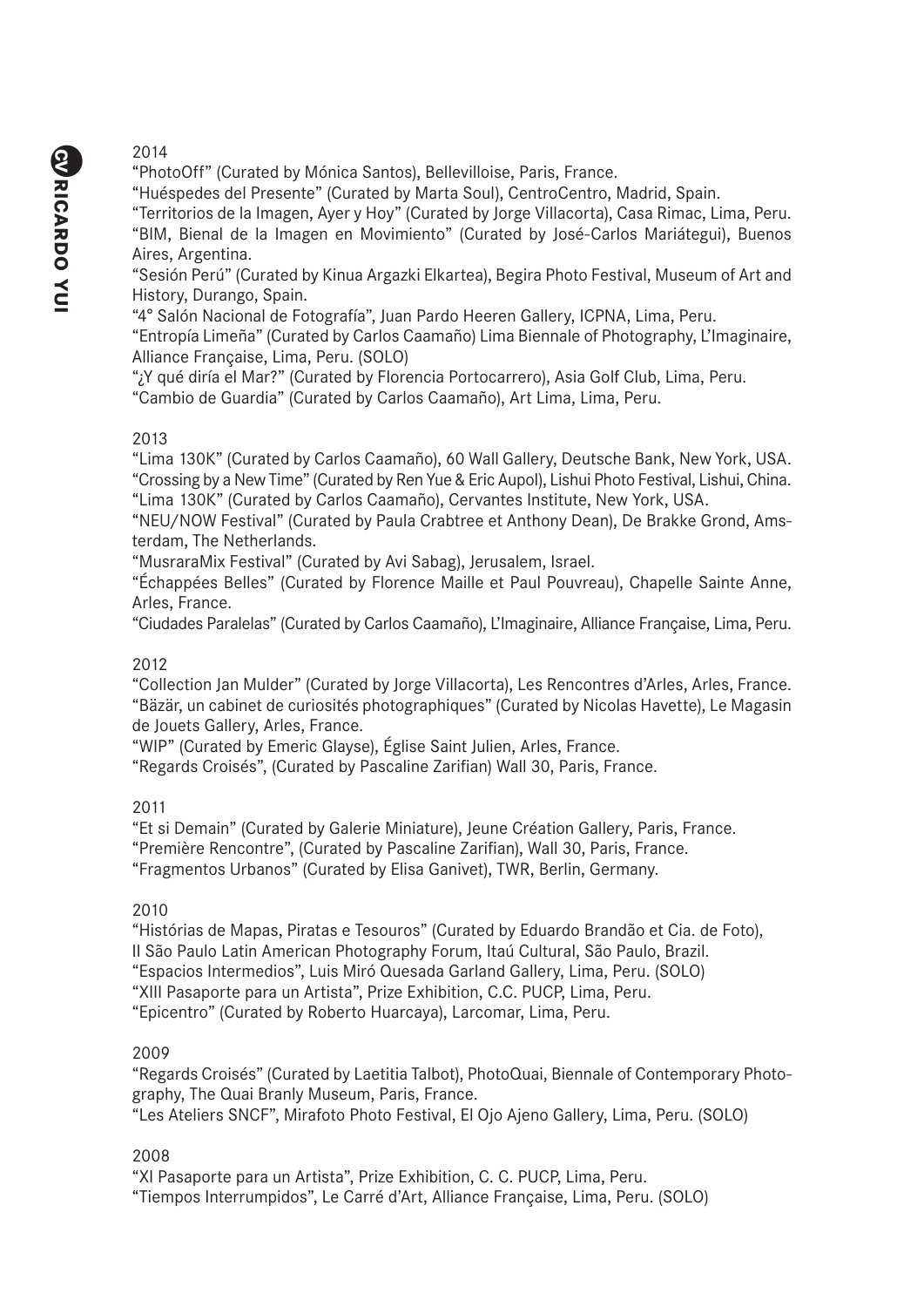## 2014

"PhotoOff" (Curated by Mónica Santos), Bellevilloise, Paris, France.
"Huéspedes del Presente" (Curated by Marta Soul), CentroCentro, Madrid, Spain.
"Territorios de la Imagen, Ayer y Hoy" (Curated by Jorge Villacorta), Casa Rimac, Lima, Peru.
"BIM, Bienal de la Imagen en Movimiento" (Curated by José-Carlos Mariátegui), Buenos Aires, Argentina.
"Sesión Perú" (Curated by Kinua Argazki Elkartea), Begira Photo Festival, Museum of Art and History, Durango, Spain.
"4° Salón Nacional de Fotografía", Juan Pardo Heeren Gallery, ICPNA, Lima, Peru.
"Entropía Limeña" (Curated by Carlos Caamaño) Lima Biennale of Photography, L'Imaginaire, Alliance Française, Lima, Peru. (SOLO)
"¿Y qué diría el Mar?" (Curated by Florencia Portocarrero), Asia Golf Club, Lima, Peru.
"Cambio de Guardia" (Curated by Carlos Caamaño), Art Lima, Lima, Peru.

## 2013

"Lima 130K" (Curated by Carlos Caamaño), 60 Wall Gallery, Deutsche Bank, New York, USA.
"Crossing by a New Time" (Curated by Ren Yue & Eric Aupol), Lishui Photo Festival, Lishui, China.
"Lima 130K" (Curated by Carlos Caamaño), Cervantes Institute, New York, USA.
"NEU/NOW Festival" (Curated by Paula Crabtree et Anthony Dean), De Brakke Grond, Amsterdam, The Netherlands.
"MusraraMix Festival" (Curated by Avi Sabag), Jerusalem, Israel.
"Échappées Belles" (Curated by Florence Maille et Paul Pouvreau), Chapelle Sainte Anne, Arles, France.
"Ciudades Paralelas" (Curated by Carlos Caamaño), L'Imaginaire, Alliance Française, Lima, Peru.

## 2012

"Collection Jan Mulder" (Curated by Jorge Villacorta), Les Rencontres d'Arles, Arles, France.
"Bäzär, un cabinet de curiosités photographiques" (Curated by Nicolas Havette), Le Magasin de Jouets Gallery, Arles, France.
"WIP" (Curated by Emeric Glayse), Église Saint Julien, Arles, France.
"Regards Croisés", (Curated by Pascaline Zarifian) Wall 30, Paris, France.

## 2011

"Et si Demain" (Curated by Galerie Miniature), Jeune Création Gallery, Paris, France.
"Première Rencontre", (Curated by Pascaline Zarifian), Wall 30, Paris, France.
"Fragmentos Urbanos" (Curated by Elisa Ganivet), TWR, Berlin, Germany.

## 2010

"Histórias de Mapas, Piratas e Tesouros" (Curated by Eduardo Brandão et Cia. de Foto), II São Paulo Latin American Photography Forum, Itaú Cultural, São Paulo, Brazil.
"Espacios Intermedios", Luis Miró Quesada Garland Gallery, Lima, Peru. (SOLO)
"XIII Pasaporte para un Artista", Prize Exhibition, C.C. PUCP, Lima, Peru.
"Epicentro" (Curated by Roberto Huarcaya), Larcomar, Lima, Peru.

## 2009

"Regards Croisés" (Curated by Laetitia Talbot), PhotoQuai, Biennale of Contemporary Photography, The Quai Branly Museum, Paris, France.
"Les Ateliers SNCF", Mirafoto Photo Festival, El Ojo Ajeno Gallery, Lima, Peru. (SOLO)

## 2008

"XI Pasaporte para un Artista", Prize Exhibition, C. C. PUCP, Lima, Peru.
"Tiempos Interrumpidos", Le Carré d'Art, Alliance Française, Lima, Peru. (SOLO)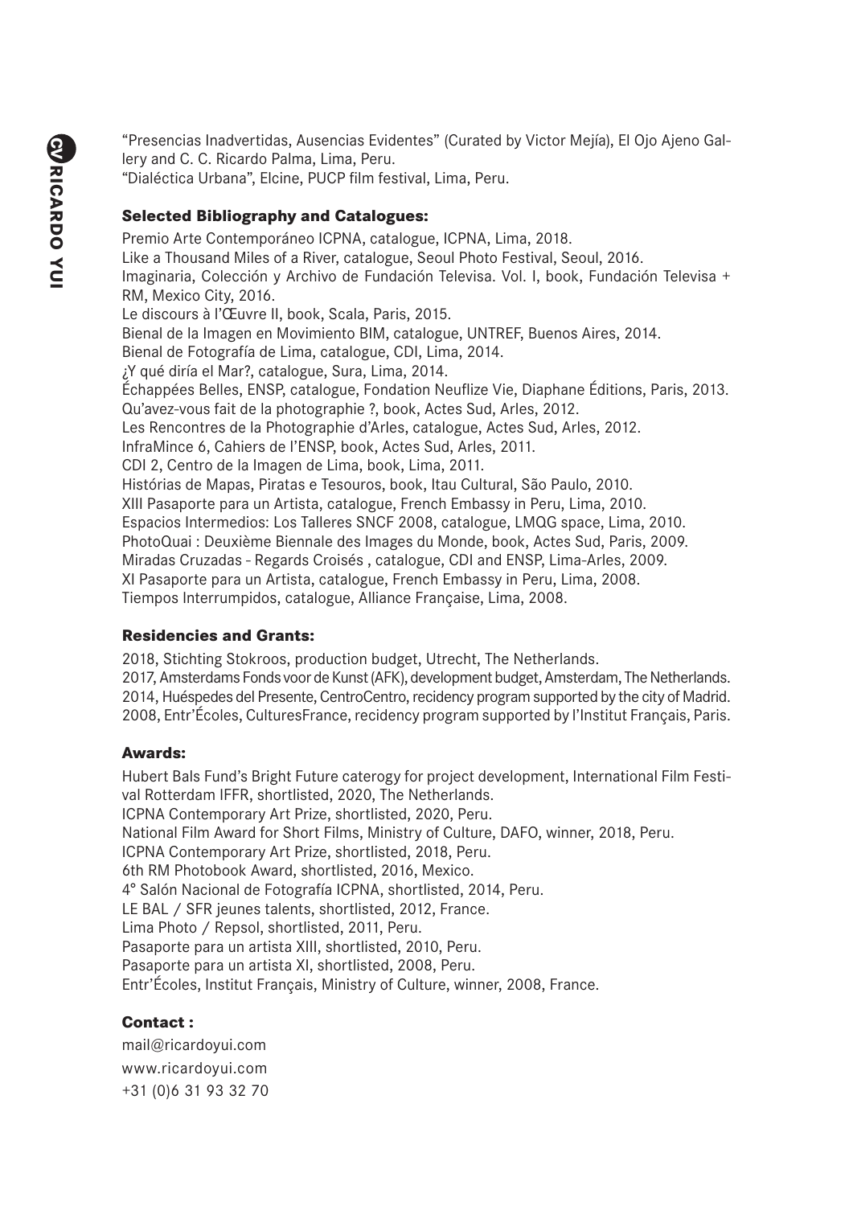"Presencias Inadvertidas, Ausencias Evidentes" (Curated by Victor Mejía), El Ojo Ajeno Gallery and C. C. Ricardo Palma, Lima, Peru.
"Dialéctica Urbana", Elcine, PUCP film festival, Lima, Peru.

### Selected Bibliography and Catalogues:

Premio Arte Contemporáneo ICPNA, catalogue, ICPNA, Lima, 2018.
Like a Thousand Miles of a River, catalogue, Seoul Photo Festival, Seoul, 2016.
Imaginaria, Colección y Archivo de Fundación Televisa. Vol. I, book, Fundación Televisa + RM, Mexico City, 2016.
Le discours à l'Œuvre II, book, Scala, Paris, 2015.
Bienal de la Imagen en Movimiento BIM, catalogue, UNTREF, Buenos Aires, 2014.
Bienal de Fotografía de Lima, catalogue, CDI, Lima, 2014.
¿Y qué diría el Mar?, catalogue, Sura, Lima, 2014.
Échappées Belles, ENSP, catalogue, Fondation Neuflize Vie, Diaphane Éditions, Paris, 2013.
Qu'avez-vous fait de la photographie ?, book, Actes Sud, Arles, 2012.
Les Rencontres de la Photographie d'Arles, catalogue, Actes Sud, Arles, 2012.
InfraMince 6, Cahiers de l'ENSP, book, Actes Sud, Arles, 2011.
CDI 2, Centro de la Imagen de Lima, book, Lima, 2011.
Histórias de Mapas, Piratas e Tesouros, book, Itau Cultural, São Paulo, 2010.
XIII Pasaporte para un Artista, catalogue, French Embassy in Peru, Lima, 2010.
Espacios Intermedios: Los Talleres SNCF 2008, catalogue, LMQG space, Lima, 2010.
PhotoQuai : Deuxième Biennale des Images du Monde, book, Actes Sud, Paris, 2009.
Miradas Cruzadas - Regards Croisés , catalogue, CDI and ENSP, Lima-Arles, 2009.
XI Pasaporte para un Artista, catalogue, French Embassy in Peru, Lima, 2008.
Tiempos Interrumpidos, catalogue, Alliance Française, Lima, 2008.

### Residencies and Grants:

2018, Stichting Stokroos, production budget, Utrecht, The Netherlands.
2017, Amsterdams Fonds voor de Kunst (AFK), development budget, Amsterdam, The Netherlands.
2014, Huéspedes del Presente, CentroCentro, recidency program supported by the city of Madrid.
2008, Entr'Écoles, CulturesFrance, recidency program supported by l'Institut Français, Paris.

### Awards:

Hubert Bals Fund's Bright Future caterogy for project development, International Film Festival Rotterdam IFFR, shortlisted, 2020, The Netherlands.
ICPNA Contemporary Art Prize, shortlisted, 2020, Peru.
National Film Award for Short Films, Ministry of Culture, DAFO, winner, 2018, Peru.
ICPNA Contemporary Art Prize, shortlisted, 2018, Peru.
6th RM Photobook Award, shortlisted, 2016, Mexico.
4° Salón Nacional de Fotografía ICPNA, shortlisted, 2014, Peru.
LE BAL / SFR jeunes talents, shortlisted, 2012, France.
Lima Photo / Repsol, shortlisted, 2011, Peru.
Pasaporte para un artista XIII, shortlisted, 2010, Peru.
Pasaporte para un artista XI, shortlisted, 2008, Peru.
Entr'Écoles, Institut Français, Ministry of Culture, winner, 2008, France.

### Contact :

mail@ricardoyui.com
www.ricardoyui.com
+31 (0)6 31 93 32 70